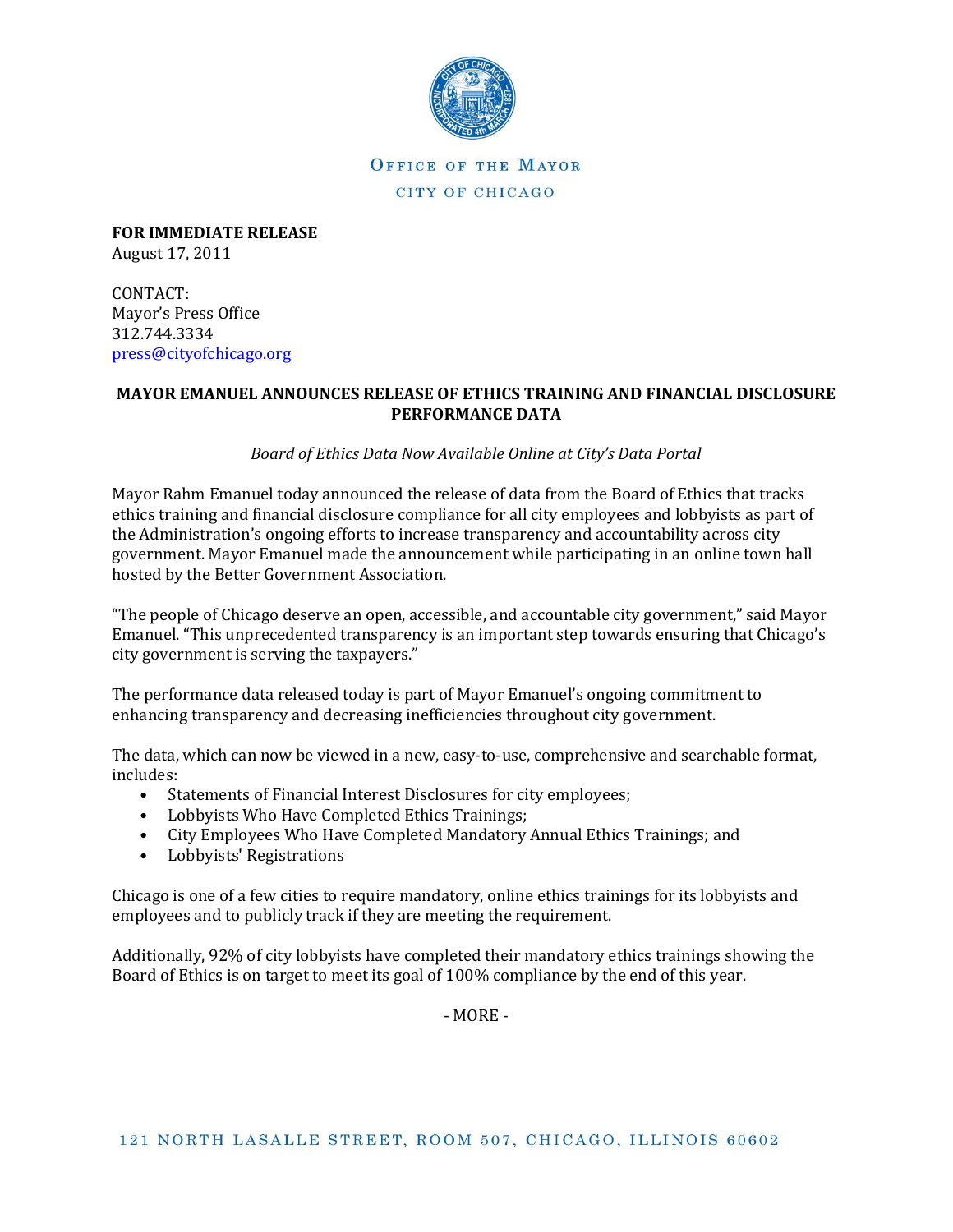OFFICE OF THE MAYOR

CITY OF CHICAGO

**FOR IMMEDIATE RELEASE**
August 17, 2011

CONTACT:
Mayor's Press Office
312.744.3334
press@cityofchicago.org

**MAYOR EMANUEL ANNOUNCES RELEASE OF ETHICS TRAINING AND FINANCIAL DISCLOSURE PERFORMANCE DATA**

*Board of Ethics Data Now Available Online at City's Data Portal*

Mayor Rahm Emanuel today announced the release of data from the Board of Ethics that tracks ethics training and financial disclosure compliance for all city employees and lobbyists as part of the Administration's ongoing efforts to increase transparency and accountability across city government. Mayor Emanuel made the announcement while participating in an online town hall hosted by the Better Government Association.

"The people of Chicago deserve an open, accessible, and accountable city government," said Mayor Emanuel. "This unprecedented transparency is an important step towards ensuring that Chicago's city government is serving the taxpayers."

The performance data released today is part of Mayor Emanuel's ongoing commitment to enhancing transparency and decreasing inefficiencies throughout city government.

The data, which can now be viewed in a new, easy-to-use, comprehensive and searchable format, includes:

- Statements of Financial Interest Disclosures for city employees;
- Lobbyists Who Have Completed Ethics Trainings;
- City Employees Who Have Completed Mandatory Annual Ethics Trainings; and
- Lobbyists' Registrations

Chicago is one of a few cities to require mandatory, online ethics trainings for its lobbyists and employees and to publicly track if they are meeting the requirement.

Additionally, 92% of city lobbyists have completed their mandatory ethics trainings showing the Board of Ethics is on target to meet its goal of 100% compliance by the end of this year.

- MORE -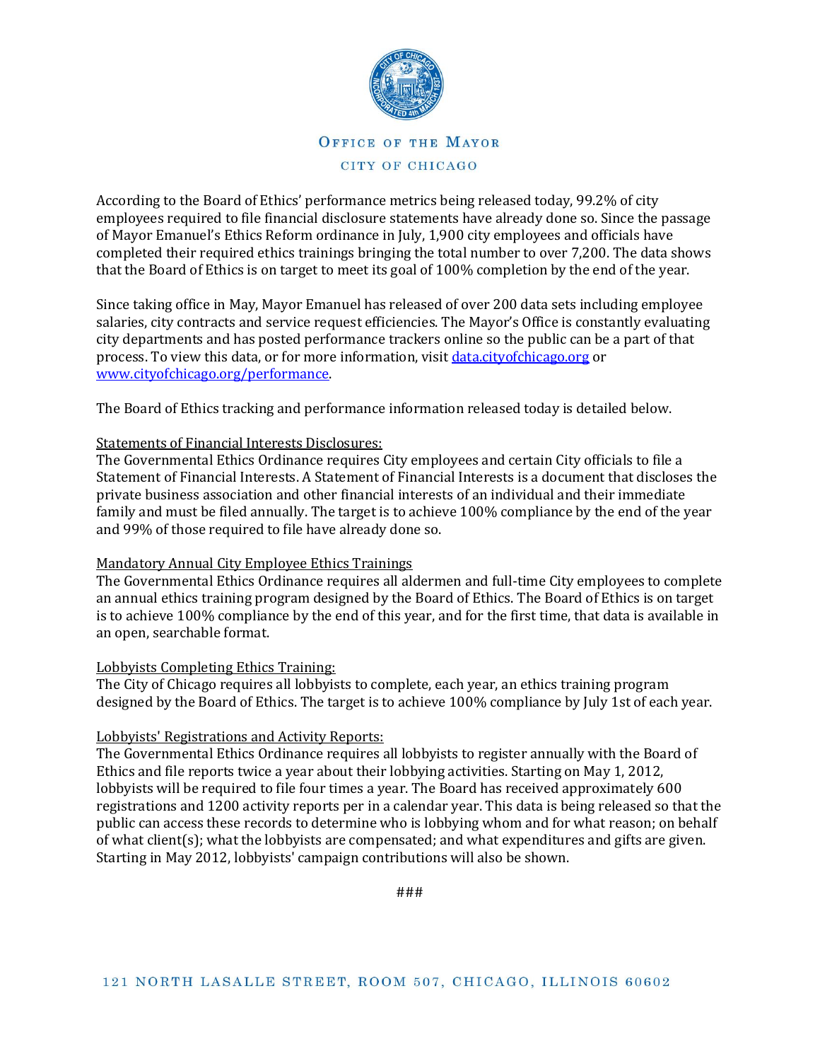OFFICE OF THE MAYOR

CITY OF CHICAGO

According to the Board of Ethics' performance metrics being released today, 99.2% of city employees required to file financial disclosure statements have already done so. Since the passage of Mayor Emanuel's Ethics Reform ordinance in July, 1,900 city employees and officials have completed their required ethics trainings bringing the total number to over 7,200. The data shows that the Board of Ethics is on target to meet its goal of 100% completion by the end of the year.

Since taking office in May, Mayor Emanuel has released of over 200 data sets including employee salaries, city contracts and service request efficiencies. The Mayor's Office is constantly evaluating city departments and has posted performance trackers online so the public can be a part of that process. To view this data, or for more information, visit data.cityofchicago.org or www.cityofchicago.org/performance.

The Board of Ethics tracking and performance information released today is detailed below.

Statements of Financial Interests Disclosures:
The Governmental Ethics Ordinance requires City employees and certain City officials to file a Statement of Financial Interests. A Statement of Financial Interests is a document that discloses the private business association and other financial interests of an individual and their immediate family and must be filed annually. The target is to achieve 100% compliance by the end of the year and 99% of those required to file have already done so.

Mandatory Annual City Employee Ethics Trainings
The Governmental Ethics Ordinance requires all aldermen and full-time City employees to complete an annual ethics training program designed by the Board of Ethics. The Board of Ethics is on target is to achieve 100% compliance by the end of this year, and for the first time, that data is available in an open, searchable format.

Lobbyists Completing Ethics Training:
The City of Chicago requires all lobbyists to complete, each year, an ethics training program designed by the Board of Ethics. The target is to achieve 100% compliance by July 1st of each year.

Lobbyists' Registrations and Activity Reports:
The Governmental Ethics Ordinance requires all lobbyists to register annually with the Board of Ethics and file reports twice a year about their lobbying activities. Starting on May 1, 2012, lobbyists will be required to file four times a year. The Board has received approximately 600 registrations and 1200 activity reports per in a calendar year. This data is being released so that the public can access these records to determine who is lobbying whom and for what reason; on behalf of what client(s); what the lobbyists are compensated; and what expenditures and gifts are given. Starting in May 2012, lobbyists' campaign contributions will also be shown.

###

121 NORTH LASALLE STREET, ROOM 507, CHICAGO, ILLINOIS 60602